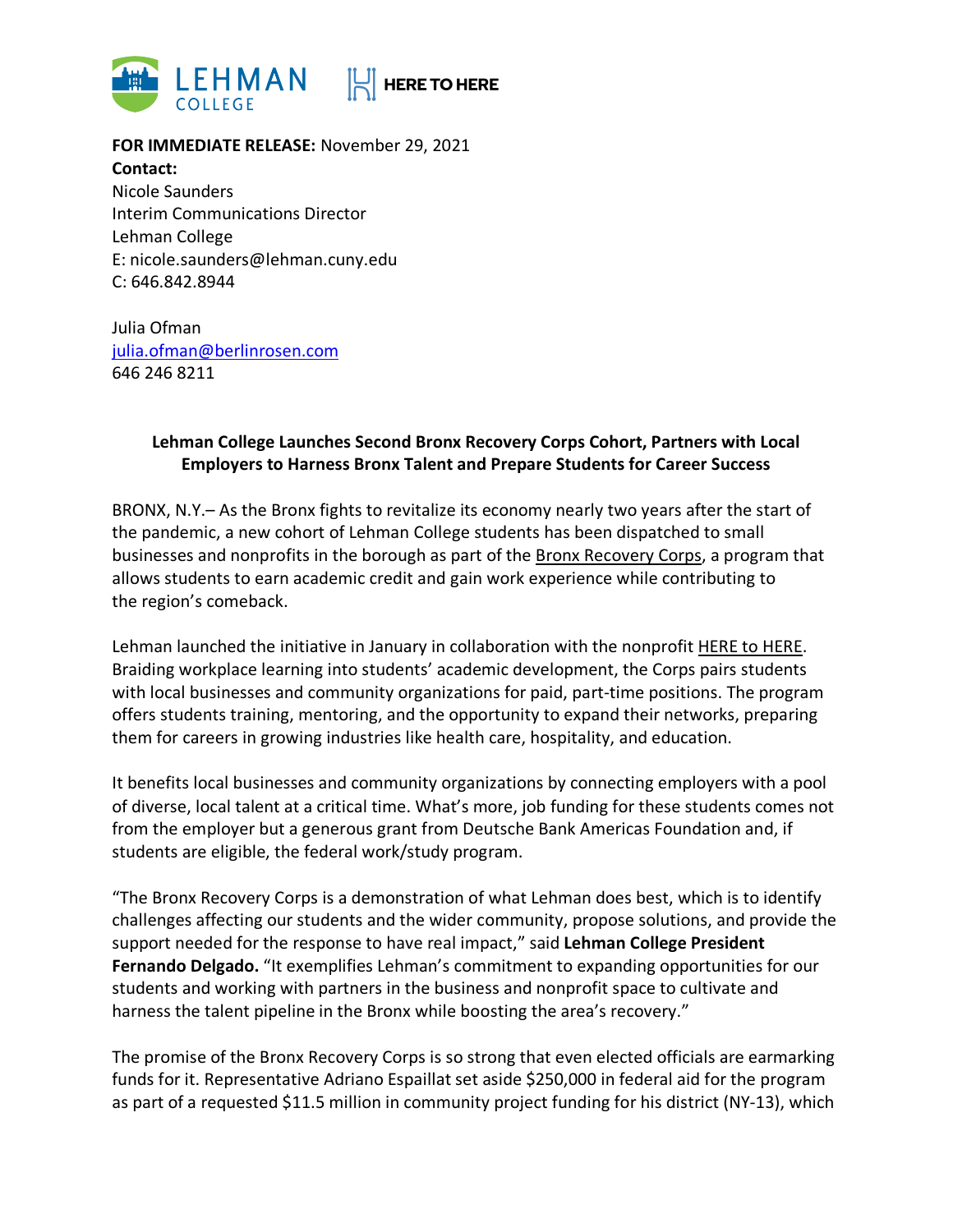**FOR IMMEDIATE RELEASE:** November 29, 2021

**Contact:**

Nicole Saunders
Interim Communications Director
Lehman College
E: nicole.saunders@lehman.cuny.edu
C: 646.842.8944

Julia Ofman
julia.ofman@berlinrosen.com
646 246 8211

**Lehman College Launches Second Bronx Recovery Corps Cohort, Partners with Local Employers to Harness Bronx Talent and Prepare Students for Career Success**

BRONX, N.Y.– As the Bronx fights to revitalize its economy nearly two years after the start of the pandemic, a new cohort of Lehman College students has been dispatched to small businesses and nonprofits in the borough as part of the Bronx Recovery Corps, a program that allows students to earn academic credit and gain work experience while contributing to the region's comeback.

Lehman launched the initiative in January in collaboration with the nonprofit HERE to HERE. Braiding workplace learning into students' academic development, the Corps pairs students with local businesses and community organizations for paid, part-time positions. The program offers students training, mentoring, and the opportunity to expand their networks, preparing them for careers in growing industries like health care, hospitality, and education.

It benefits local businesses and community organizations by connecting employers with a pool of diverse, local talent at a critical time. What's more, job funding for these students comes not from the employer but a generous grant from Deutsche Bank Americas Foundation and, if students are eligible, the federal work/study program.

"The Bronx Recovery Corps is a demonstration of what Lehman does best, which is to identify challenges affecting our students and the wider community, propose solutions, and provide the support needed for the response to have real impact," said **Lehman College President Fernando Delgado.** "It exemplifies Lehman's commitment to expanding opportunities for our students and working with partners in the business and nonprofit space to cultivate and harness the talent pipeline in the Bronx while boosting the area's recovery."

The promise of the Bronx Recovery Corps is so strong that even elected officials are earmarking funds for it. Representative Adriano Espaillat set aside $250,000 in federal aid for the program as part of a requested $11.5 million in community project funding for his district (NY-13), which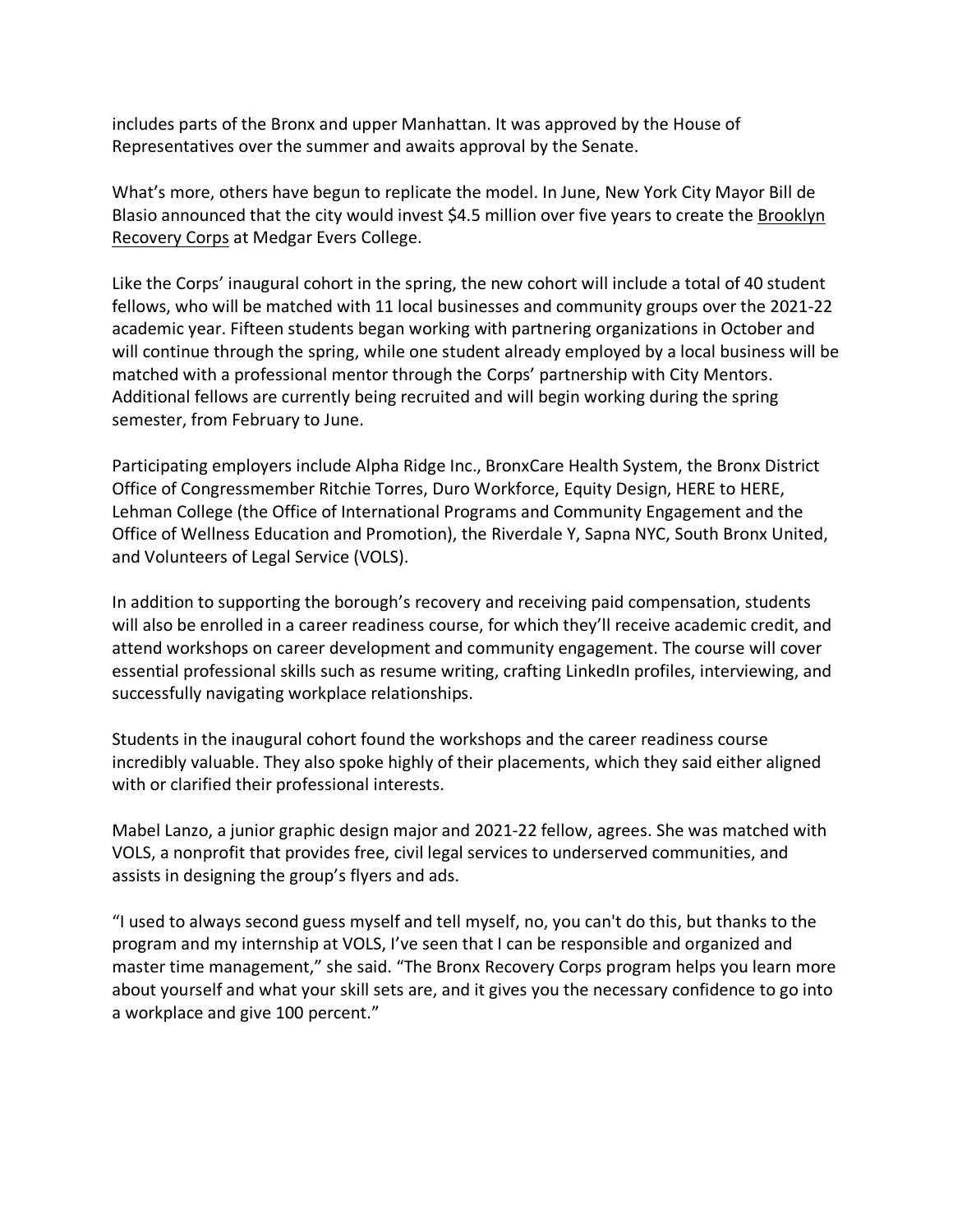includes parts of the Bronx and upper Manhattan. It was approved by the House of Representatives over the summer and awaits approval by the Senate.

What's more, others have begun to replicate the model. In June, New York City Mayor Bill de Blasio announced that the city would invest $4.5 million over five years to create the Brooklyn Recovery Corps at Medgar Evers College.

Like the Corps' inaugural cohort in the spring, the new cohort will include a total of 40 student fellows, who will be matched with 11 local businesses and community groups over the 2021-22 academic year. Fifteen students began working with partnering organizations in October and will continue through the spring, while one student already employed by a local business will be matched with a professional mentor through the Corps' partnership with City Mentors. Additional fellows are currently being recruited and will begin working during the spring semester, from February to June.

Participating employers include Alpha Ridge Inc., BronxCare Health System, the Bronx District Office of Congressmember Ritchie Torres, Duro Workforce, Equity Design, HERE to HERE, Lehman College (the Office of International Programs and Community Engagement and the Office of Wellness Education and Promotion), the Riverdale Y, Sapna NYC, South Bronx United, and Volunteers of Legal Service (VOLS).

In addition to supporting the borough's recovery and receiving paid compensation, students will also be enrolled in a career readiness course, for which they'll receive academic credit, and attend workshops on career development and community engagement. The course will cover essential professional skills such as resume writing, crafting LinkedIn profiles, interviewing, and successfully navigating workplace relationships.

Students in the inaugural cohort found the workshops and the career readiness course incredibly valuable. They also spoke highly of their placements, which they said either aligned with or clarified their professional interests.

Mabel Lanzo, a junior graphic design major and 2021-22 fellow, agrees. She was matched with VOLS, a nonprofit that provides free, civil legal services to underserved communities, and assists in designing the group's flyers and ads.

"I used to always second guess myself and tell myself, no, you can't do this, but thanks to the program and my internship at VOLS, I've seen that I can be responsible and organized and master time management," she said. "The Bronx Recovery Corps program helps you learn more about yourself and what your skill sets are, and it gives you the necessary confidence to go into a workplace and give 100 percent."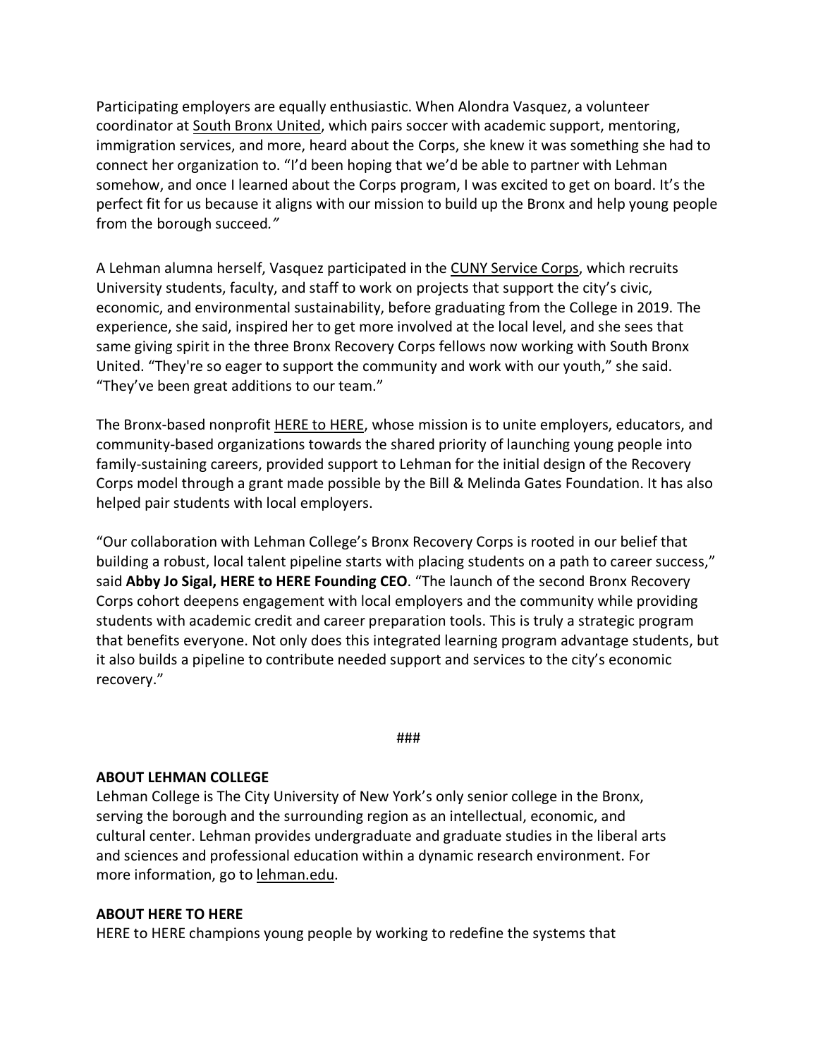Participating employers are equally enthusiastic. When Alondra Vasquez, a volunteer coordinator at South Bronx United, which pairs soccer with academic support, mentoring, immigration services, and more, heard about the Corps, she knew it was something she had to connect her organization to. "I'd been hoping that we'd be able to partner with Lehman somehow, and once I learned about the Corps program, I was excited to get on board. It's the perfect fit for us because it aligns with our mission to build up the Bronx and help young people from the borough succeed."

A Lehman alumna herself, Vasquez participated in the CUNY Service Corps, which recruits University students, faculty, and staff to work on projects that support the city's civic, economic, and environmental sustainability, before graduating from the College in 2019. The experience, she said, inspired her to get more involved at the local level, and she sees that same giving spirit in the three Bronx Recovery Corps fellows now working with South Bronx United. "They're so eager to support the community and work with our youth," she said. "They've been great additions to our team."

The Bronx-based nonprofit HERE to HERE, whose mission is to unite employers, educators, and community-based organizations towards the shared priority of launching young people into family-sustaining careers, provided support to Lehman for the initial design of the Recovery Corps model through a grant made possible by the Bill & Melinda Gates Foundation. It has also helped pair students with local employers.

"Our collaboration with Lehman College's Bronx Recovery Corps is rooted in our belief that building a robust, local talent pipeline starts with placing students on a path to career success," said **Abby Jo Sigal, HERE to HERE Founding CEO**. "The launch of the second Bronx Recovery Corps cohort deepens engagement with local employers and the community while providing students with academic credit and career preparation tools. This is truly a strategic program that benefits everyone. Not only does this integrated learning program advantage students, but it also builds a pipeline to contribute needed support and services to the city's economic recovery."

###

**ABOUT LEHMAN COLLEGE**

Lehman College is The City University of New York's only senior college in the Bronx, serving the borough and the surrounding region as an intellectual, economic, and cultural center. Lehman provides undergraduate and graduate studies in the liberal arts and sciences and professional education within a dynamic research environment. For more information, go to lehman.edu.

**ABOUT HERE TO HERE**

HERE to HERE champions young people by working to redefine the systems that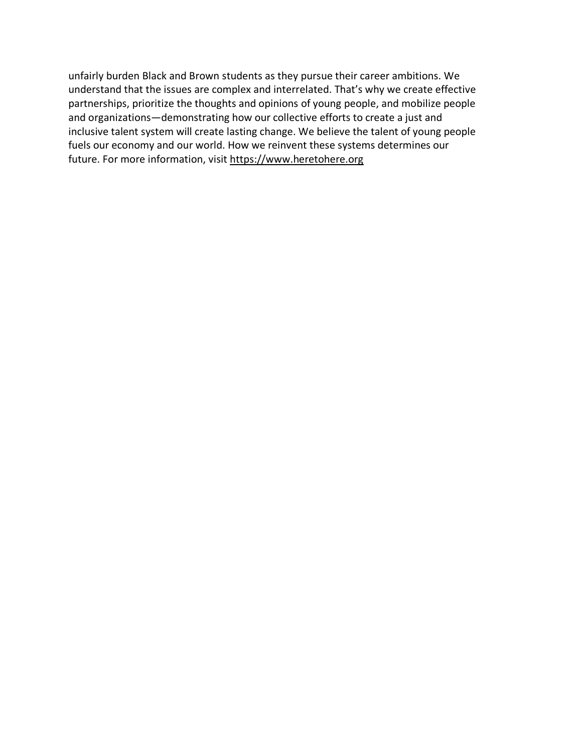unfairly burden Black and Brown students as they pursue their career ambitions. We understand that the issues are complex and interrelated. That's why we create effective partnerships, prioritize the thoughts and opinions of young people, and mobilize people and organizations—demonstrating how our collective efforts to create a just and inclusive talent system will create lasting change. We believe the talent of young people fuels our economy and our world. How we reinvent these systems determines our future. For more information, visit https://www.heretohere.org